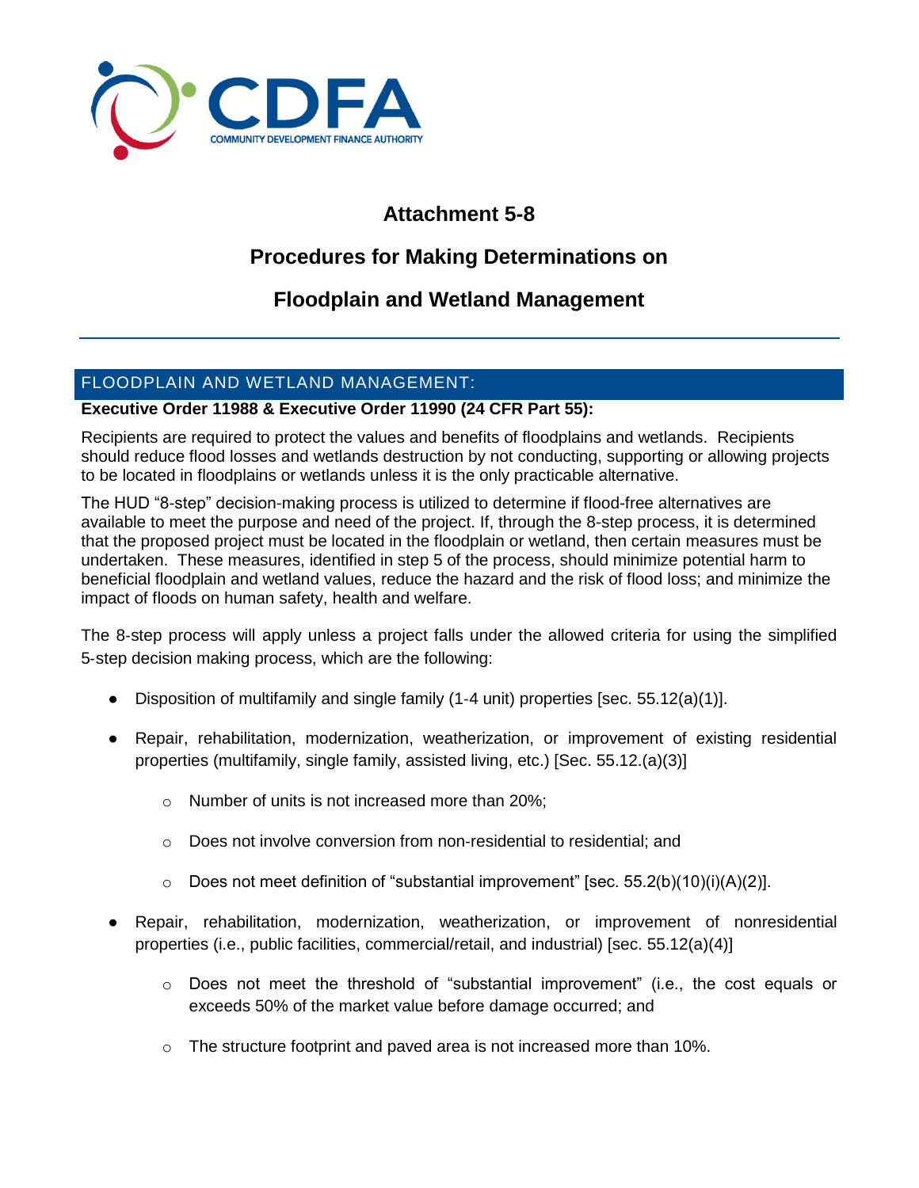CDFA
COMMUNITY DEVELOPMENT FINANCE AUTHORITY

# Attachment 5-8

# Procedures for Making Determinations on

# Floodplain and Wetland Management

## FLOODPLAIN AND WETLAND MANAGEMENT:

**Executive Order 11988 & Executive Order 11990 (24 CFR Part 55):**

Recipients are required to protect the values and benefits of floodplains and wetlands. Recipients should reduce flood losses and wetlands destruction by not conducting, supporting or allowing projects to be located in floodplains or wetlands unless it is the only practicable alternative.

The HUD "8-step" decision-making process is utilized to determine if flood-free alternatives are available to meet the purpose and need of the project. If, through the 8-step process, it is determined that the proposed project must be located in the floodplain or wetland, then certain measures must be undertaken. These measures, identified in step 5 of the process, should minimize potential harm to beneficial floodplain and wetland values, reduce the hazard and the risk of flood loss; and minimize the impact of floods on human safety, health and welfare.

The 8-step process will apply unless a project falls under the allowed criteria for using the simplified 5-step decision making process, which are the following:

- Disposition of multifamily and single family (1-4 unit) properties [sec. 55.12(a)(1)].
- Repair, rehabilitation, modernization, weatherization, or improvement of existing residential properties (multifamily, single family, assisted living, etc.) [Sec. 55.12.(a)(3)]
    - Number of units is not increased more than 20%;
    - Does not involve conversion from non-residential to residential; and
    - Does not meet definition of "substantial improvement" [sec. 55.2(b)(10)(i)(A)(2)].
- Repair, rehabilitation, modernization, weatherization, or improvement of nonresidential properties (i.e., public facilities, commercial/retail, and industrial) [sec. 55.12(a)(4)]
    - Does not meet the threshold of "substantial improvement" (i.e., the cost equals or exceeds 50% of the market value before damage occurred; and
    - The structure footprint and paved area is not increased more than 10%.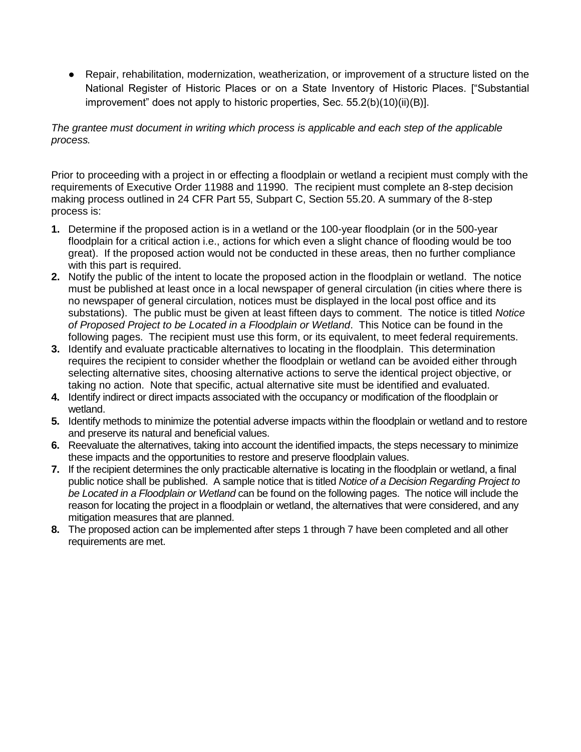- Repair, rehabilitation, modernization, weatherization, or improvement of a structure listed on the National Register of Historic Places or on a State Inventory of Historic Places. ["Substantial improvement" does not apply to historic properties, Sec. 55.2(b)(10)(ii)(B)].

*The grantee must document in writing which process is applicable and each step of the applicable process.*

Prior to proceeding with a project in or effecting a floodplain or wetland a recipient must comply with the requirements of Executive Order 11988 and 11990. The recipient must complete an 8-step decision making process outlined in 24 CFR Part 55, Subpart C, Section 55.20. A summary of the 8-step process is:

1. Determine if the proposed action is in a wetland or the 100-year floodplain (or in the 500-year floodplain for a critical action i.e., actions for which even a slight chance of flooding would be too great). If the proposed action would not be conducted in these areas, then no further compliance with this part is required.
2. Notify the public of the intent to locate the proposed action in the floodplain or wetland. The notice must be published at least once in a local newspaper of general circulation (in cities where there is no newspaper of general circulation, notices must be displayed in the local post office and its substations). The public must be given at least fifteen days to comment. The notice is titled *Notice of Proposed Project to be Located in a Floodplain or Wetland*. This Notice can be found in the following pages. The recipient must use this form, or its equivalent, to meet federal requirements.
3. Identify and evaluate practicable alternatives to locating in the floodplain. This determination requires the recipient to consider whether the floodplain or wetland can be avoided either through selecting alternative sites, choosing alternative actions to serve the identical project objective, or taking no action. Note that specific, actual alternative site must be identified and evaluated.
4. Identify indirect or direct impacts associated with the occupancy or modification of the floodplain or wetland.
5. Identify methods to minimize the potential adverse impacts within the floodplain or wetland and to restore and preserve its natural and beneficial values.
6. Reevaluate the alternatives, taking into account the identified impacts, the steps necessary to minimize these impacts and the opportunities to restore and preserve floodplain values.
7. If the recipient determines the only practicable alternative is locating in the floodplain or wetland, a final public notice shall be published. A sample notice that is titled *Notice of a Decision Regarding Project to be Located in a Floodplain or Wetland* can be found on the following pages. The notice will include the reason for locating the project in a floodplain or wetland, the alternatives that were considered, and any mitigation measures that are planned.
8. The proposed action can be implemented after steps 1 through 7 have been completed and all other requirements are met.